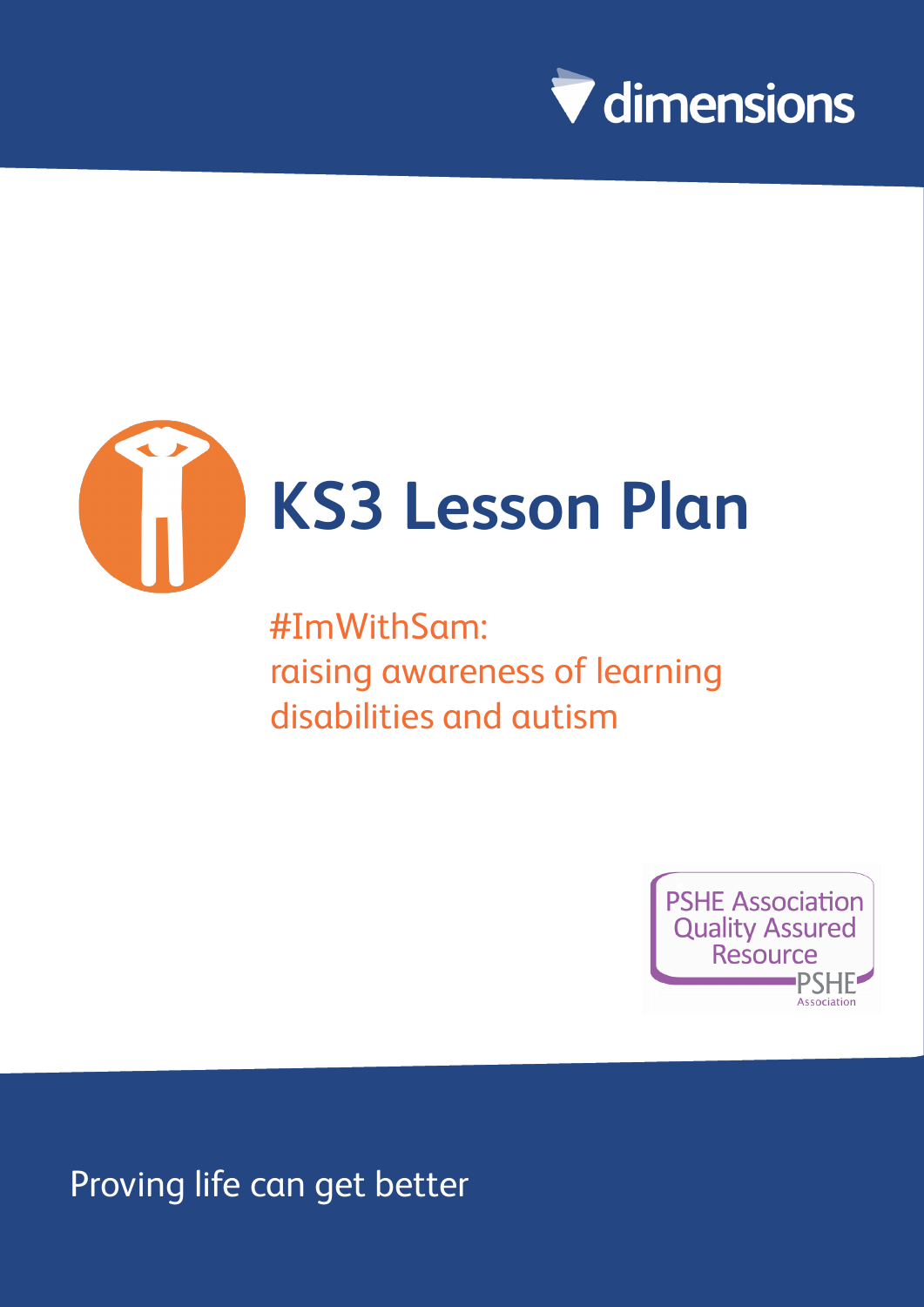dimensions

# KS3 Lesson Plan

## #ImWithSam: raising awareness of learning disabilities and autism

PSHE Association Quality Assured Resource

Proving life can get better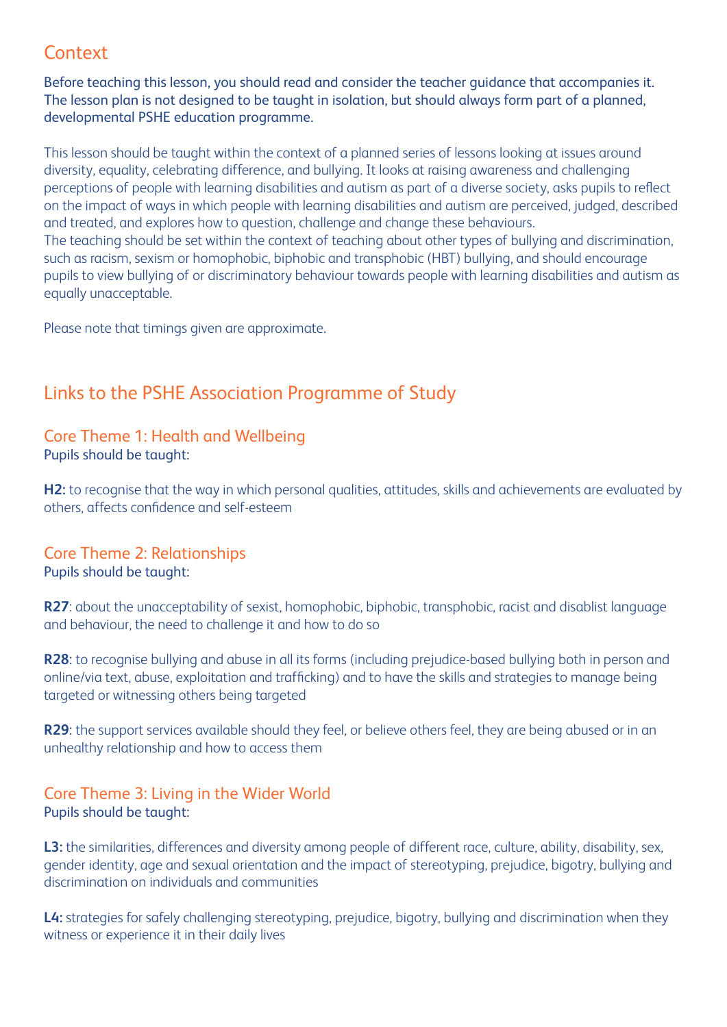## Context

Before teaching this lesson, you should read and consider the teacher guidance that accompanies it. The lesson plan is not designed to be taught in isolation, but should always form part of a planned, developmental PSHE education programme.

This lesson should be taught within the context of a planned series of lessons looking at issues around diversity, equality, celebrating difference, and bullying. It looks at raising awareness and challenging perceptions of people with learning disabilities and autism as part of a diverse society, asks pupils to reflect on the impact of ways in which people with learning disabilities and autism are perceived, judged, described and treated, and explores how to question, challenge and change these behaviours.
The teaching should be set within the context of teaching about other types of bullying and discrimination, such as racism, sexism or homophobic, biphobic and transphobic (HBT) bullying, and should encourage pupils to view bullying of or discriminatory behaviour towards people with learning disabilities and autism as equally unacceptable.

Please note that timings given are approximate.

## Links to the PSHE Association Programme of Study

### Core Theme 1: Health and Wellbeing

Pupils should be taught:

**H2:** to recognise that the way in which personal qualities, attitudes, skills and achievements are evaluated by others, affects confidence and self-esteem

### Core Theme 2: Relationships

Pupils should be taught:

**R27**: about the unacceptability of sexist, homophobic, biphobic, transphobic, racist and disablist language and behaviour, the need to challenge it and how to do so

**R28**: to recognise bullying and abuse in all its forms (including prejudice-based bullying both in person and online/via text, abuse, exploitation and trafficking) and to have the skills and strategies to manage being targeted or witnessing others being targeted

**R29**: the support services available should they feel, or believe others feel, they are being abused or in an unhealthy relationship and how to access them

### Core Theme 3: Living in the Wider World

Pupils should be taught:

**L3:** the similarities, differences and diversity among people of different race, culture, ability, disability, sex, gender identity, age and sexual orientation and the impact of stereotyping, prejudice, bigotry, bullying and discrimination on individuals and communities

**L4:** strategies for safely challenging stereotyping, prejudice, bigotry, bullying and discrimination when they witness or experience it in their daily lives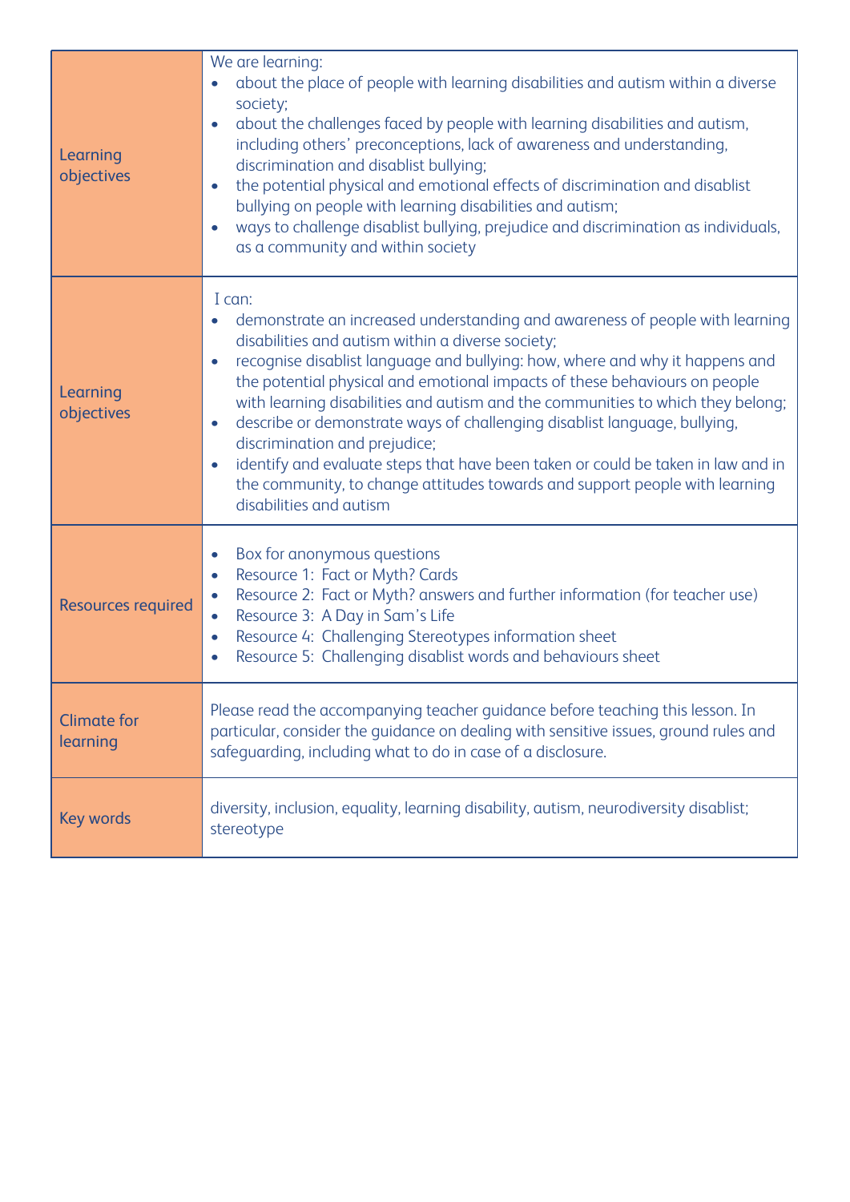| | |
|---|---|
| Learning objectives | We are learning:<br>• about the place of people with learning disabilities and autism within a diverse society;<br>• about the challenges faced by people with learning disabilities and autism, including others' preconceptions, lack of awareness and understanding, discrimination and disablist bullying;<br>• the potential physical and emotional effects of discrimination and disablist bullying on people with learning disabilities and autism;<br>• ways to challenge disablist bullying, prejudice and discrimination as individuals, as a community and within society |
| Learning objectives | I can:<br>• demonstrate an increased understanding and awareness of people with learning disabilities and autism within a diverse society;<br>• recognise disablist language and bullying: how, where and why it happens and the potential physical and emotional impacts of these behaviours on people with learning disabilities and autism and the communities to which they belong;<br>• describe or demonstrate ways of challenging disablist language, bullying, discrimination and prejudice;<br>• identify and evaluate steps that have been taken or could be taken in law and in the community, to change attitudes towards and support people with learning disabilities and autism |
| Resources required | • Box for anonymous questions<br>• Resource 1: Fact or Myth? Cards<br>• Resource 2: Fact or Myth? answers and further information (for teacher use)<br>• Resource 3: A Day in Sam's Life<br>• Resource 4: Challenging Stereotypes information sheet<br>• Resource 5: Challenging disablist words and behaviours sheet |
| Climate for learning | Please read the accompanying teacher guidance before teaching this lesson. In particular, consider the guidance on dealing with sensitive issues, ground rules and safeguarding, including what to do in case of a disclosure. |
| Key words | diversity, inclusion, equality, learning disability, autism, neurodiversity disablist; stereotype |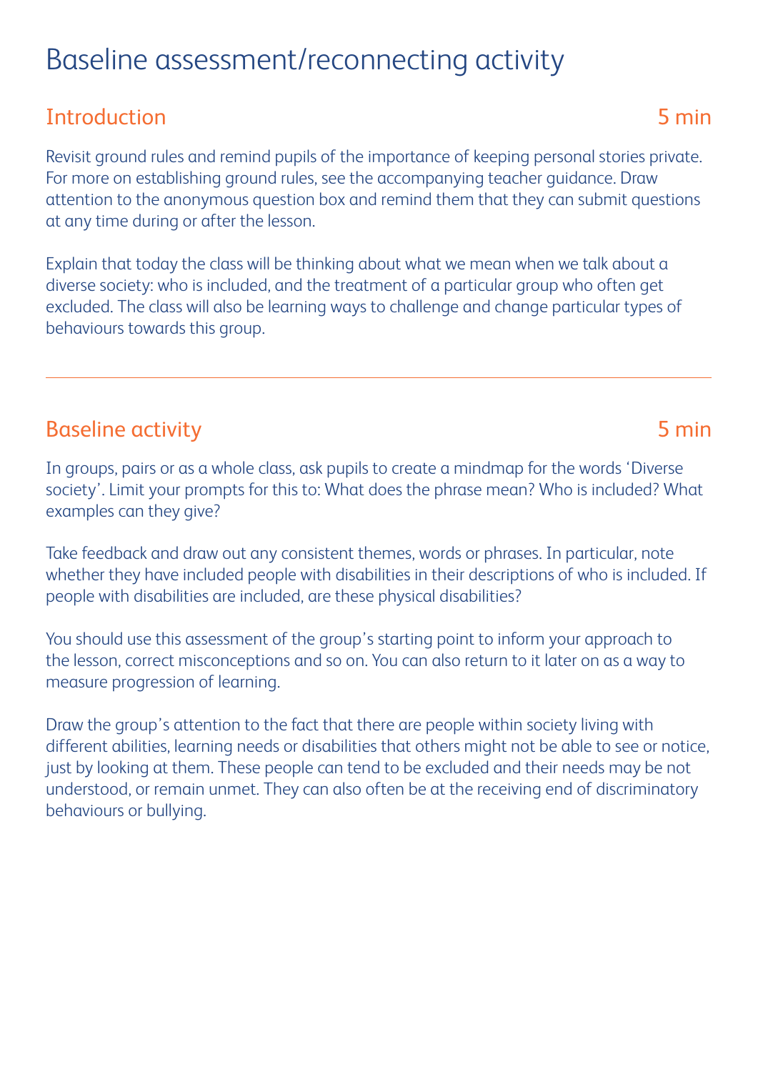# Baseline assessment/reconnecting activity

## Introduction 5 min

Revisit ground rules and remind pupils of the importance of keeping personal stories private. For more on establishing ground rules, see the accompanying teacher guidance. Draw attention to the anonymous question box and remind them that they can submit questions at any time during or after the lesson.

Explain that today the class will be thinking about what we mean when we talk about a diverse society: who is included, and the treatment of a particular group who often get excluded. The class will also be learning ways to challenge and change particular types of behaviours towards this group.

---

## Baseline activity 5 min

In groups, pairs or as a whole class, ask pupils to create a mindmap for the words 'Diverse society'. Limit your prompts for this to: What does the phrase mean? Who is included? What examples can they give?

Take feedback and draw out any consistent themes, words or phrases. In particular, note whether they have included people with disabilities in their descriptions of who is included. If people with disabilities are included, are these physical disabilities?

You should use this assessment of the group's starting point to inform your approach to the lesson, correct misconceptions and so on. You can also return to it later on as a way to measure progression of learning.

Draw the group's attention to the fact that there are people within society living with different abilities, learning needs or disabilities that others might not be able to see or notice, just by looking at them. These people can tend to be excluded and their needs may be not understood, or remain unmet. They can also often be at the receiving end of discriminatory behaviours or bullying.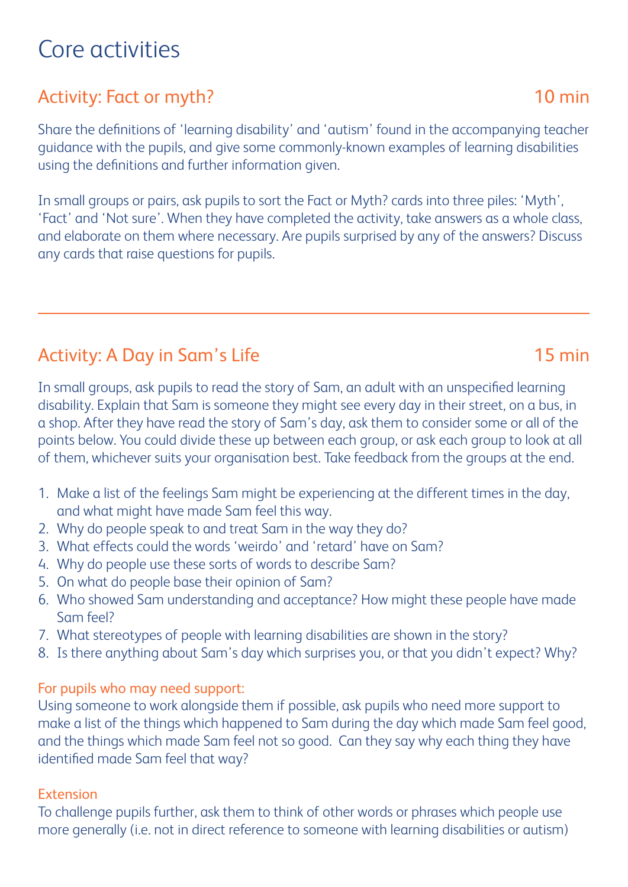# Core activities

## Activity: Fact or myth? 10 min

Share the definitions of 'learning disability' and 'autism' found in the accompanying teacher guidance with the pupils, and give some commonly-known examples of learning disabilities using the definitions and further information given.

In small groups or pairs, ask pupils to sort the Fact or Myth? cards into three piles: 'Myth', 'Fact' and 'Not sure'. When they have completed the activity, take answers as a whole class, and elaborate on them where necessary. Are pupils surprised by any of the answers? Discuss any cards that raise questions for pupils.

---

## Activity: A Day in Sam's Life 15 min

In small groups, ask pupils to read the story of Sam, an adult with an unspecified learning disability. Explain that Sam is someone they might see every day in their street, on a bus, in a shop. After they have read the story of Sam's day, ask them to consider some or all of the points below. You could divide these up between each group, or ask each group to look at all of them, whichever suits your organisation best. Take feedback from the groups at the end.

1. Make a list of the feelings Sam might be experiencing at the different times in the day, and what might have made Sam feel this way.
2. Why do people speak to and treat Sam in the way they do?
3. What effects could the words 'weirdo' and 'retard' have on Sam?
4. Why do people use these sorts of words to describe Sam?
5. On what do people base their opinion of Sam?
6. Who showed Sam understanding and acceptance? How might these people have made Sam feel?
7. What stereotypes of people with learning disabilities are shown in the story?
8. Is there anything about Sam's day which surprises you, or that you didn't expect? Why?

### For pupils who may need support:

Using someone to work alongside them if possible, ask pupils who need more support to make a list of the things which happened to Sam during the day which made Sam feel good, and the things which made Sam feel not so good. Can they say why each thing they have identified made Sam feel that way?

### Extension

To challenge pupils further, ask them to think of other words or phrases which people use more generally (i.e. not in direct reference to someone with learning disabilities or autism)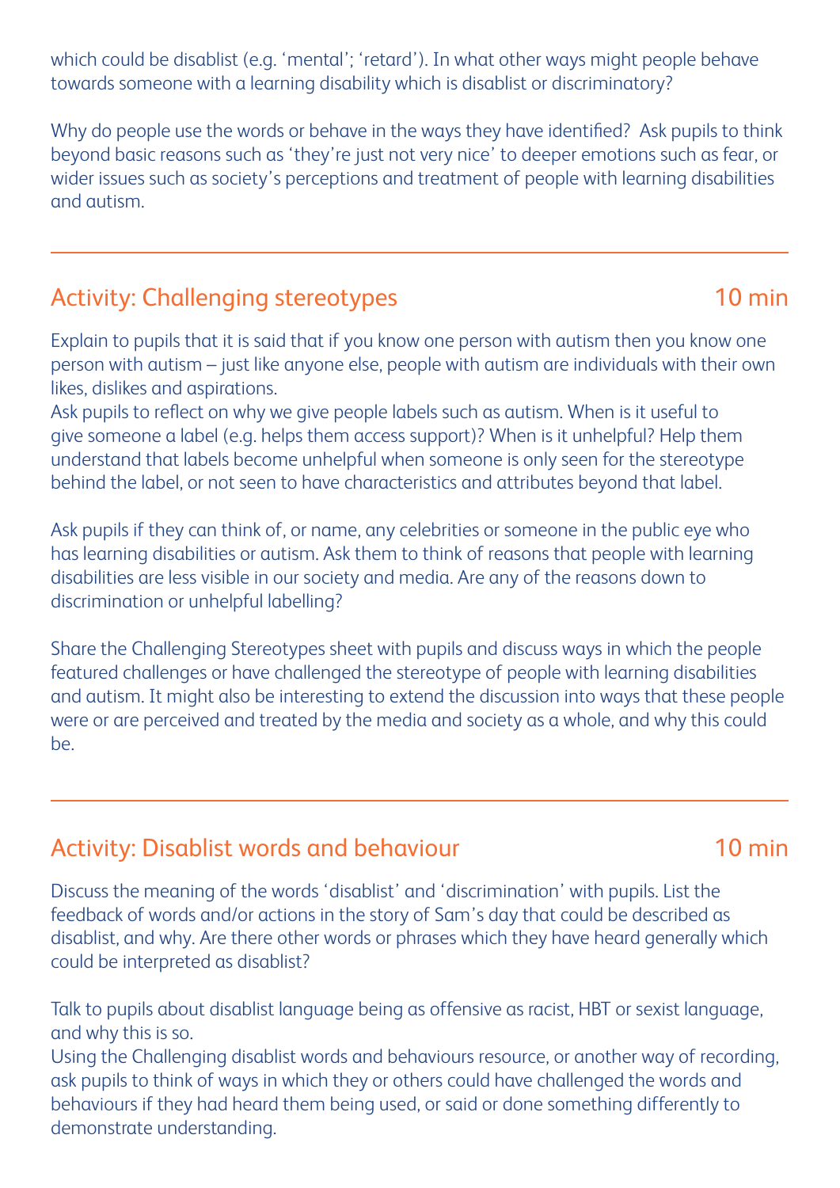which could be disablist (e.g. 'mental'; 'retard'). In what other ways might people behave towards someone with a learning disability which is disablist or discriminatory?

Why do people use the words or behave in the ways they have identified? Ask pupils to think beyond basic reasons such as 'they're just not very nice' to deeper emotions such as fear, or wider issues such as society's perceptions and treatment of people with learning disabilities and autism.

---

## Activity: Challenging stereotypes — 10 min

Explain to pupils that it is said that if you know one person with autism then you know one person with autism – just like anyone else, people with autism are individuals with their own likes, dislikes and aspirations.
Ask pupils to reflect on why we give people labels such as autism. When is it useful to give someone a label (e.g. helps them access support)? When is it unhelpful? Help them understand that labels become unhelpful when someone is only seen for the stereotype behind the label, or not seen to have characteristics and attributes beyond that label.

Ask pupils if they can think of, or name, any celebrities or someone in the public eye who has learning disabilities or autism. Ask them to think of reasons that people with learning disabilities are less visible in our society and media. Are any of the reasons down to discrimination or unhelpful labelling?

Share the Challenging Stereotypes sheet with pupils and discuss ways in which the people featured challenges or have challenged the stereotype of people with learning disabilities and autism. It might also be interesting to extend the discussion into ways that these people were or are perceived and treated by the media and society as a whole, and why this could be.

---

## Activity: Disablist words and behaviour — 10 min

Discuss the meaning of the words 'disablist' and 'discrimination' with pupils. List the feedback of words and/or actions in the story of Sam's day that could be described as disablist, and why. Are there other words or phrases which they have heard generally which could be interpreted as disablist?

Talk to pupils about disablist language being as offensive as racist, HBT or sexist language, and why this is so.
Using the Challenging disablist words and behaviours resource, or another way of recording, ask pupils to think of ways in which they or others could have challenged the words and behaviours if they had heard them being used, or said or done something differently to demonstrate understanding.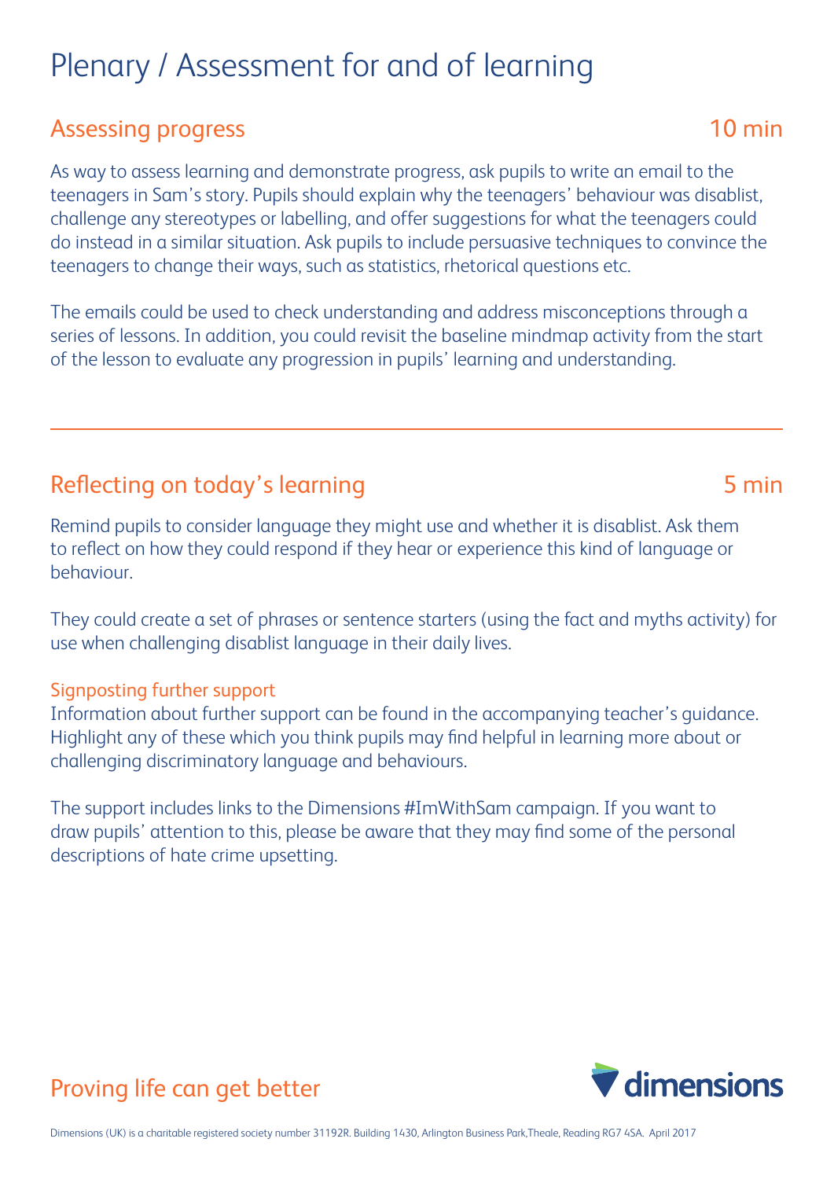# Plenary / Assessment for and of learning

## Assessing progress 10 min

As way to assess learning and demonstrate progress, ask pupils to write an email to the teenagers in Sam's story. Pupils should explain why the teenagers' behaviour was disablist, challenge any stereotypes or labelling, and offer suggestions for what the teenagers could do instead in a similar situation. Ask pupils to include persuasive techniques to convince the teenagers to change their ways, such as statistics, rhetorical questions etc.

The emails could be used to check understanding and address misconceptions through a series of lessons. In addition, you could revisit the baseline mindmap activity from the start of the lesson to evaluate any progression in pupils' learning and understanding.

---

## Reflecting on today's learning 5 min

Remind pupils to consider language they might use and whether it is disablist. Ask them to reflect on how they could respond if they hear or experience this kind of language or behaviour.

They could create a set of phrases or sentence starters (using the fact and myths activity) for use when challenging disablist language in their daily lives.

### Signposting further support

Information about further support can be found in the accompanying teacher's guidance. Highlight any of these which you think pupils may find helpful in learning more about or challenging discriminatory language and behaviours.

The support includes links to the Dimensions #ImWithSam campaign. If you want to draw pupils' attention to this, please be aware that they may find some of the personal descriptions of hate crime upsetting.

Proving life can get better

dimensions

Dimensions (UK) is a charitable registered society number 31192R. Building 1430, Arlington Business Park, Theale, Reading RG7 4SA. April 2017